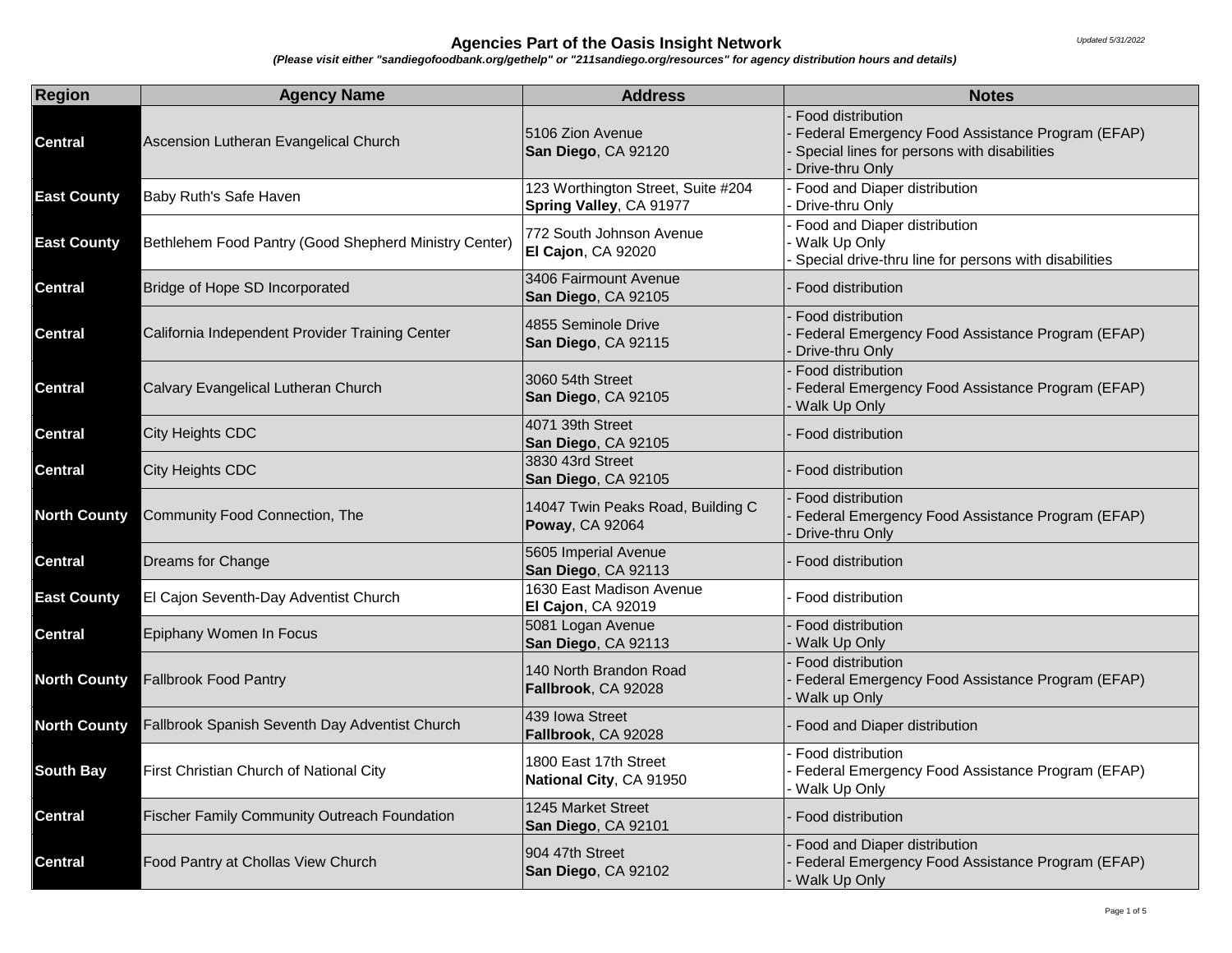# Agencies Part of the Oasis Insight Network

***(Please visit either "sandiegofoodbank.org/gethelp" or "211sandiego.org/resources" for agency distribution hours and details)***

*Updated 5/31/2022*

| Region | Agency Name | Address | Notes |
|---|---|---|---|
| **Central** | Ascension Lutheran Evangelical Church | 5106 Zion Avenue<br>**San Diego**, CA 92120 | - Food distribution<br>- Federal Emergency Food Assistance Program (EFAP)<br>- Special lines for persons with disabilities<br>- Drive-thru Only |
| **East County** | Baby Ruth's Safe Haven | 123 Worthington Street, Suite #204<br>**Spring Valley**, CA 91977 | - Food and Diaper distribution<br>- Drive-thru Only |
| **East County** | Bethlehem Food Pantry (Good Shepherd Ministry Center) | 772 South Johnson Avenue<br>**El Cajon**, CA 92020 | - Food and Diaper distribution<br>- Walk Up Only<br>- Special drive-thru line for persons with disabilities |
| **Central** | Bridge of Hope SD Incorporated | 3406 Fairmount Avenue<br>**San Diego**, CA 92105 | - Food distribution |
| **Central** | California Independent Provider Training Center | 4855 Seminole Drive<br>**San Diego**, CA 92115 | - Food distribution<br>- Federal Emergency Food Assistance Program (EFAP)<br>- Drive-thru Only |
| **Central** | Calvary Evangelical Lutheran Church | 3060 54th Street<br>**San Diego**, CA 92105 | - Food distribution<br>- Federal Emergency Food Assistance Program (EFAP)<br>- Walk Up Only |
| **Central** | City Heights CDC | 4071 39th Street<br>**San Diego**, CA 92105 | - Food distribution |
| **Central** | City Heights CDC | 3830 43rd Street<br>**San Diego**, CA 92105 | - Food distribution |
| **North County** | Community Food Connection, The | 14047 Twin Peaks Road, Building C<br>**Poway**, CA 92064 | - Food distribution<br>- Federal Emergency Food Assistance Program (EFAP)<br>- Drive-thru Only |
| **Central** | Dreams for Change | 5605 Imperial Avenue<br>**San Diego**, CA 92113 | - Food distribution |
| **East County** | El Cajon Seventh-Day Adventist Church | 1630 East Madison Avenue<br>**El Cajon**, CA 92019 | - Food distribution |
| **Central** | Epiphany Women In Focus | 5081 Logan Avenue<br>**San Diego**, CA 92113 | - Food distribution<br>- Walk Up Only |
| **North County** | Fallbrook Food Pantry | 140 North Brandon Road<br>**Fallbrook**, CA 92028 | - Food distribution<br>- Federal Emergency Food Assistance Program (EFAP)<br>- Walk up Only |
| **North County** | Fallbrook Spanish Seventh Day Adventist Church | 439 Iowa Street<br>**Fallbrook**, CA 92028 | - Food and Diaper distribution |
| **South Bay** | First Christian Church of National City | 1800 East 17th Street<br>**National City**, CA 91950 | - Food distribution<br>- Federal Emergency Food Assistance Program (EFAP)<br>- Walk Up Only |
| **Central** | Fischer Family Community Outreach Foundation | 1245 Market Street<br>**San Diego**, CA 92101 | - Food distribution |
| **Central** | Food Pantry at Chollas View Church | 904 47th Street<br>**San Diego**, CA 92102 | - Food and Diaper distribution<br>- Federal Emergency Food Assistance Program (EFAP)<br>- Walk Up Only |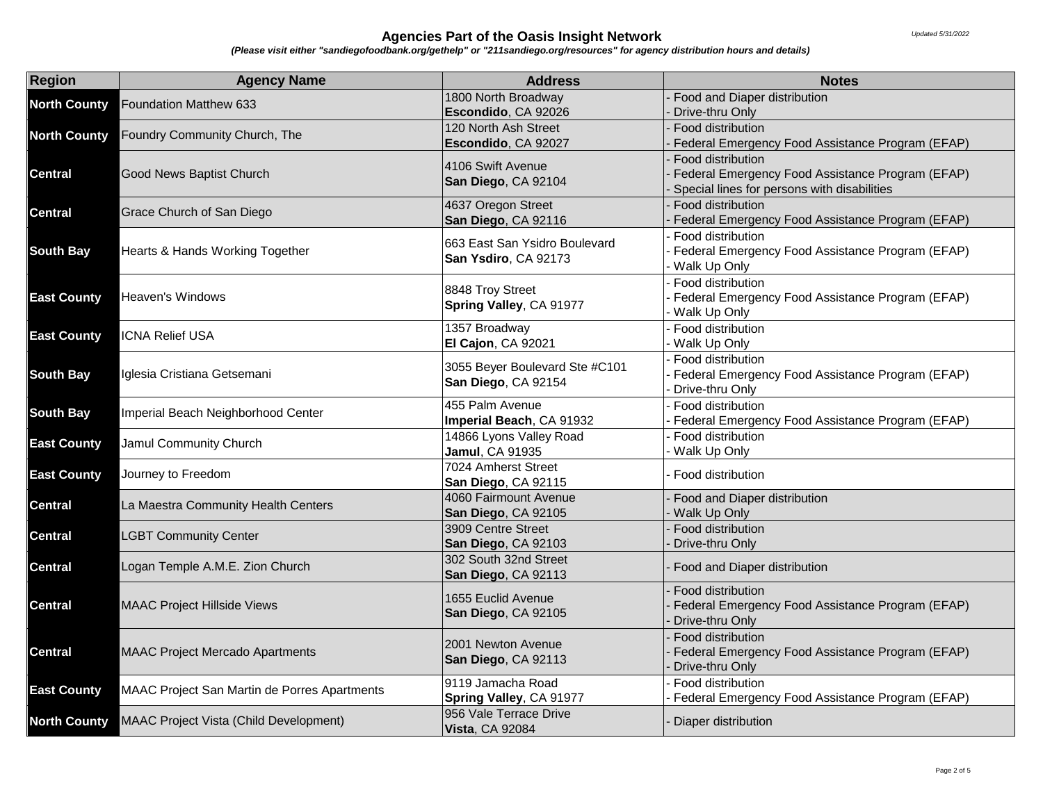## Agencies Part of the Oasis Insight Network

*(Please visit either "sandiegofoodbank.org/gethelp" or "211sandiego.org/resources" for agency distribution hours and details)*

*Updated 5/31/2022*

| Region | Agency Name | Address | Notes |
| --- | --- | --- | --- |
| North County | Foundation Matthew 633 | 1800 North Broadway<br>**Escondido**, CA 92026 | - Food and Diaper distribution<br>- Drive-thru Only |
| North County | Foundry Community Church, The | 120 North Ash Street<br>**Escondido**, CA 92027 | - Food distribution<br>- Federal Emergency Food Assistance Program (EFAP) |
| Central | Good News Baptist Church | 4106 Swift Avenue<br>**San Diego**, CA 92104 | - Food distribution<br>- Federal Emergency Food Assistance Program (EFAP)<br>- Special lines for persons with disabilities |
| Central | Grace Church of San Diego | 4637 Oregon Street<br>**San Diego**, CA 92116 | - Food distribution<br>- Federal Emergency Food Assistance Program (EFAP) |
| South Bay | Hearts & Hands Working Together | 663 East San Ysidro Boulevard<br>**San Ysdiro**, CA 92173 | - Food distribution<br>- Federal Emergency Food Assistance Program (EFAP)<br>- Walk Up Only |
| East County | Heaven's Windows | 8848 Troy Street<br>**Spring Valley**, CA 91977 | - Food distribution<br>- Federal Emergency Food Assistance Program (EFAP)<br>- Walk Up Only |
| East County | ICNA Relief USA | 1357 Broadway<br>**El Cajon**, CA 92021 | - Food distribution<br>- Walk Up Only |
| South Bay | Iglesia Cristiana Getsemani | 3055 Beyer Boulevard Ste #C101<br>**San Diego**, CA 92154 | - Food distribution<br>- Federal Emergency Food Assistance Program (EFAP)<br>- Drive-thru Only |
| South Bay | Imperial Beach Neighborhood Center | 455 Palm Avenue<br>**Imperial Beach**, CA 91932 | - Food distribution<br>- Federal Emergency Food Assistance Program (EFAP) |
| East County | Jamul Community Church | 14866 Lyons Valley Road<br>**Jamul**, CA 91935 | - Food distribution<br>- Walk Up Only |
| East County | Journey to Freedom | 7024 Amherst Street<br>**San Diego**, CA 92115 | - Food distribution |
| Central | La Maestra Community Health Centers | 4060 Fairmount Avenue<br>**San Diego**, CA 92105 | - Food and Diaper distribution<br>- Walk Up Only |
| Central | LGBT Community Center | 3909 Centre Street<br>**San Diego**, CA 92103 | - Food distribution<br>- Drive-thru Only |
| Central | Logan Temple A.M.E. Zion Church | 302 South 32nd Street<br>**San Diego**, CA 92113 | - Food and Diaper distribution |
| Central | MAAC Project Hillside Views | 1655 Euclid Avenue<br>**San Diego**, CA 92105 | - Food distribution<br>- Federal Emergency Food Assistance Program (EFAP)<br>- Drive-thru Only |
| Central | MAAC Project Mercado Apartments | 2001 Newton Avenue<br>**San Diego**, CA 92113 | - Food distribution<br>- Federal Emergency Food Assistance Program (EFAP)<br>- Drive-thru Only |
| East County | MAAC Project San Martin de Porres Apartments | 9119 Jamacha Road<br>**Spring Valley**, CA 91977 | - Food distribution<br>- Federal Emergency Food Assistance Program (EFAP) |
| North County | MAAC Project Vista (Child Development) | 956 Vale Terrace Drive<br>**Vista**, CA 92084 | - Diaper distribution |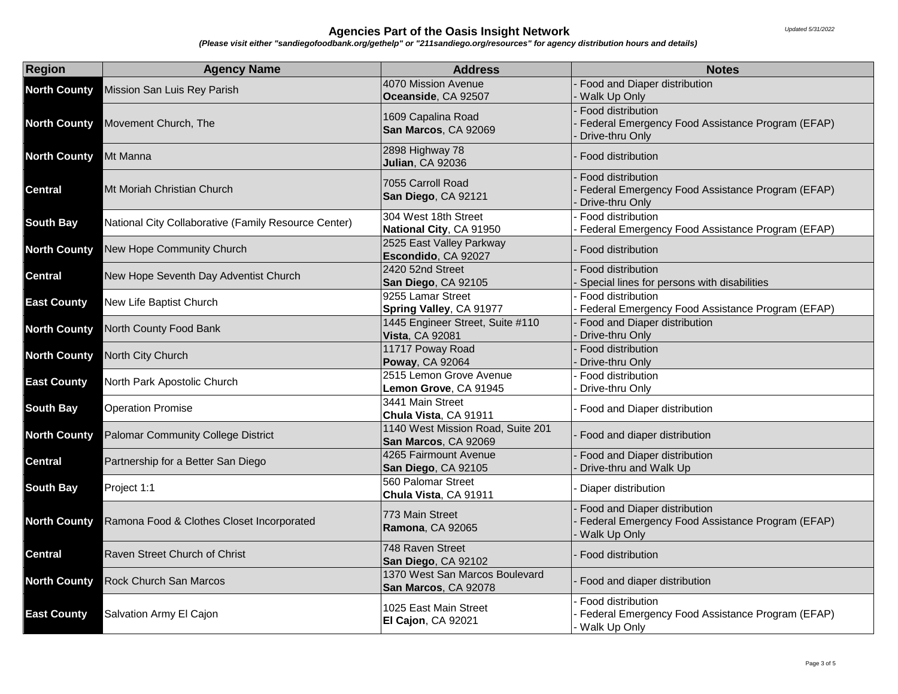## Agencies Part of the Oasis Insight Network

*(Please visit either "sandiegofoodbank.org/gethelp" or "211sandiego.org/resources" for agency distribution hours and details)*

*Updated 5/31/2022*

| Region | Agency Name | Address | Notes |
|---|---|---|---|
| **North County** | Mission San Luis Rey Parish | 4070 Mission Avenue<br>**Oceanside**, CA 92507 | - Food and Diaper distribution<br>- Walk Up Only |
| **North County** | Movement Church, The | 1609 Capalina Road<br>**San Marcos**, CA 92069 | - Food distribution<br>- Federal Emergency Food Assistance Program (EFAP)<br>- Drive-thru Only |
| **North County** | Mt Manna | 2898 Highway 78<br>**Julian**, CA 92036 | - Food distribution |
| **Central** | Mt Moriah Christian Church | 7055 Carroll Road<br>**San Diego**, CA 92121 | - Food distribution<br>- Federal Emergency Food Assistance Program (EFAP)<br>- Drive-thru Only |
| **South Bay** | National City Collaborative (Family Resource Center) | 304 West 18th Street<br>**National City**, CA 91950 | - Food distribution<br>- Federal Emergency Food Assistance Program (EFAP) |
| **North County** | New Hope Community Church | 2525 East Valley Parkway<br>**Escondido**, CA 92027 | - Food distribution |
| **Central** | New Hope Seventh Day Adventist Church | 2420 52nd Street<br>**San Diego**, CA 92105 | - Food distribution<br>- Special lines for persons with disabilities |
| **East County** | New Life Baptist Church | 9255 Lamar Street<br>**Spring Valley**, CA 91977 | - Food distribution<br>- Federal Emergency Food Assistance Program (EFAP) |
| **North County** | North County Food Bank | 1445 Engineer Street, Suite #110<br>**Vista**, CA 92081 | - Food and Diaper distribution<br>- Drive-thru Only |
| **North County** | North City Church | 11717 Poway Road<br>**Poway**, CA 92064 | - Food distribution<br>- Drive-thru Only |
| **East County** | North Park Apostolic Church | 2515 Lemon Grove Avenue<br>**Lemon Grove**, CA 91945 | - Food distribution<br>- Drive-thru Only |
| **South Bay** | Operation Promise | 3441 Main Street<br>**Chula Vista**, CA 91911 | - Food and Diaper distribution |
| **North County** | Palomar Community College District | 1140 West Mission Road, Suite 201<br>**San Marcos**, CA 92069 | - Food and diaper distribution |
| **Central** | Partnership for a Better San Diego | 4265 Fairmount Avenue<br>**San Diego**, CA 92105 | - Food and Diaper distribution<br>- Drive-thru and Walk Up |
| **South Bay** | Project 1:1 | 560 Palomar Street<br>**Chula Vista**, CA 91911 | - Diaper distribution |
| **North County** | Ramona Food & Clothes Closet Incorporated | 773 Main Street<br>**Ramona**, CA 92065 | - Food and Diaper distribution<br>- Federal Emergency Food Assistance Program (EFAP)<br>- Walk Up Only |
| **Central** | Raven Street Church of Christ | 748 Raven Street<br>**San Diego**, CA 92102 | - Food distribution |
| **North County** | Rock Church San Marcos | 1370 West San Marcos Boulevard<br>**San Marcos**, CA 92078 | - Food and diaper distribution |
| **East County** | Salvation Army El Cajon | 1025 East Main Street<br>**El Cajon**, CA 92021 | - Food distribution<br>- Federal Emergency Food Assistance Program (EFAP)<br>- Walk Up Only |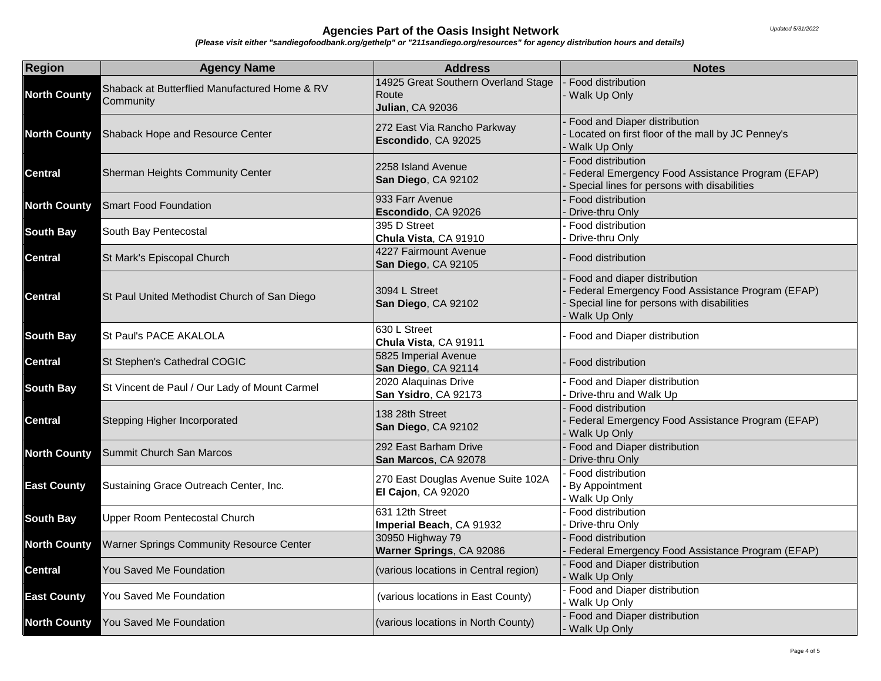## Agencies Part of the Oasis Insight Network

*Updated 5/31/2022*

***(Please visit either "sandiegofoodbank.org/gethelp" or "211sandiego.org/resources" for agency distribution hours and details)***

| Region | Agency Name | Address | Notes |
|---|---|---|---|
| **North County** | Shaback at Butterflied Manufactured Home & RV Community | 14925 Great Southern Overland Stage Route<br>**Julian**, CA 92036 | - Food distribution<br>- Walk Up Only |
| **North County** | Shaback Hope and Resource Center | 272 East Via Rancho Parkway<br>**Escondido**, CA 92025 | - Food and Diaper distribution<br>- Located on first floor of the mall by JC Penney's<br>- Walk Up Only |
| **Central** | Sherman Heights Community Center | 2258 Island Avenue<br>**San Diego**, CA 92102 | - Food distribution<br>- Federal Emergency Food Assistance Program (EFAP)<br>- Special lines for persons with disabilities |
| **North County** | Smart Food Foundation | 933 Farr Avenue<br>**Escondido**, CA 92026 | - Food distribution<br>- Drive-thru Only |
| **South Bay** | South Bay Pentecostal | 395 D Street<br>**Chula Vista**, CA 91910 | - Food distribution<br>- Drive-thru Only |
| **Central** | St Mark's Episcopal Church | 4227 Fairmount Avenue<br>**San Diego**, CA 92105 | - Food distribution |
| **Central** | St Paul United Methodist Church of San Diego | 3094 L Street<br>**San Diego**, CA 92102 | - Food and diaper distribution<br>- Federal Emergency Food Assistance Program (EFAP)<br>- Special line for persons with disabilities<br>- Walk Up Only |
| **South Bay** | St Paul's PACE AKALOLA | 630 L Street<br>**Chula Vista**, CA 91911 | - Food and Diaper distribution |
| **Central** | St Stephen's Cathedral COGIC | 5825 Imperial Avenue<br>**San Diego**, CA 92114 | - Food distribution |
| **South Bay** | St Vincent de Paul / Our Lady of Mount Carmel | 2020 Alaquinas Drive<br>**San Ysidro**, CA 92173 | - Food and Diaper distribution<br>- Drive-thru and Walk Up |
| **Central** | Stepping Higher Incorporated | 138 28th Street<br>**San Diego**, CA 92102 | - Food distribution<br>- Federal Emergency Food Assistance Program (EFAP)<br>- Walk Up Only |
| **North County** | Summit Church San Marcos | 292 East Barham Drive<br>**San Marcos**, CA 92078 | - Food and Diaper distribution<br>- Drive-thru Only |
| **East County** | Sustaining Grace Outreach Center, Inc. | 270 East Douglas Avenue Suite 102A<br>**El Cajon**, CA 92020 | - Food distribution<br>- By Appointment<br>- Walk Up Only |
| **South Bay** | Upper Room Pentecostal Church | 631 12th Street<br>**Imperial Beach**, CA 91932 | - Food distribution<br>- Drive-thru Only |
| **North County** | Warner Springs Community Resource Center | 30950 Highway 79<br>**Warner Springs**, CA 92086 | - Food distribution<br>- Federal Emergency Food Assistance Program (EFAP) |
| **Central** | You Saved Me Foundation | (various locations in Central region) | - Food and Diaper distribution<br>- Walk Up Only |
| **East County** | You Saved Me Foundation | (various locations in East County) | - Food and Diaper distribution<br>- Walk Up Only |
| **North County** | You Saved Me Foundation | (various locations in North County) | - Food and Diaper distribution<br>- Walk Up Only |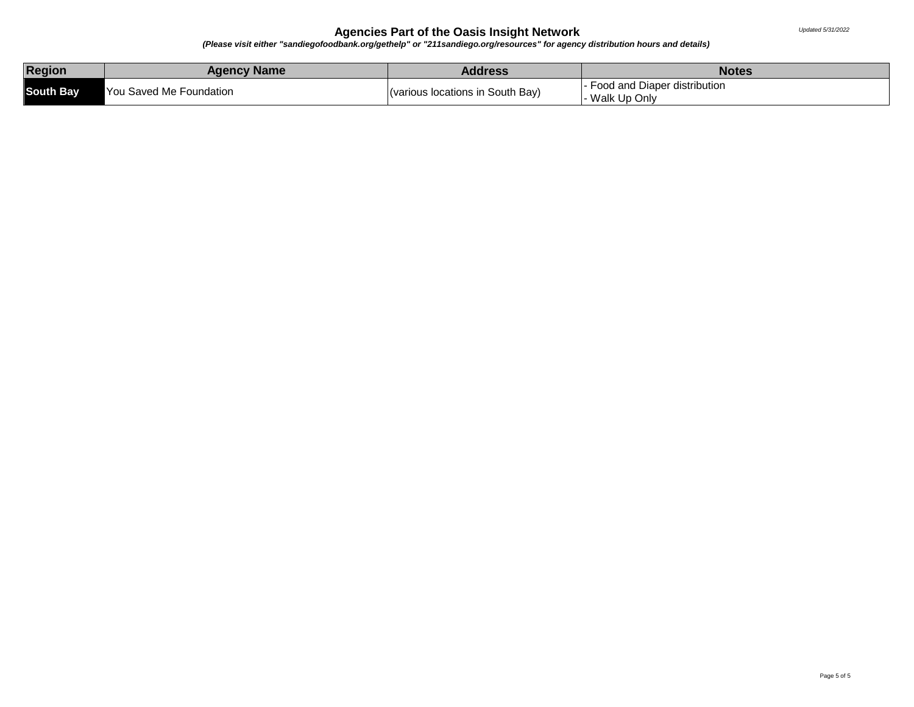## Agencies Part of the Oasis Insight Network

*Updated 5/31/2022*

***(Please visit either "sandiegofoodbank.org/gethelp" or "211sandiego.org/resources" for agency distribution hours and details)***

| Region | Agency Name | Address | Notes |
|---|---|---|---|
| **South Bay** | You Saved Me Foundation | (various locations in South Bay) | - Food and Diaper distribution<br>- Walk Up Only |